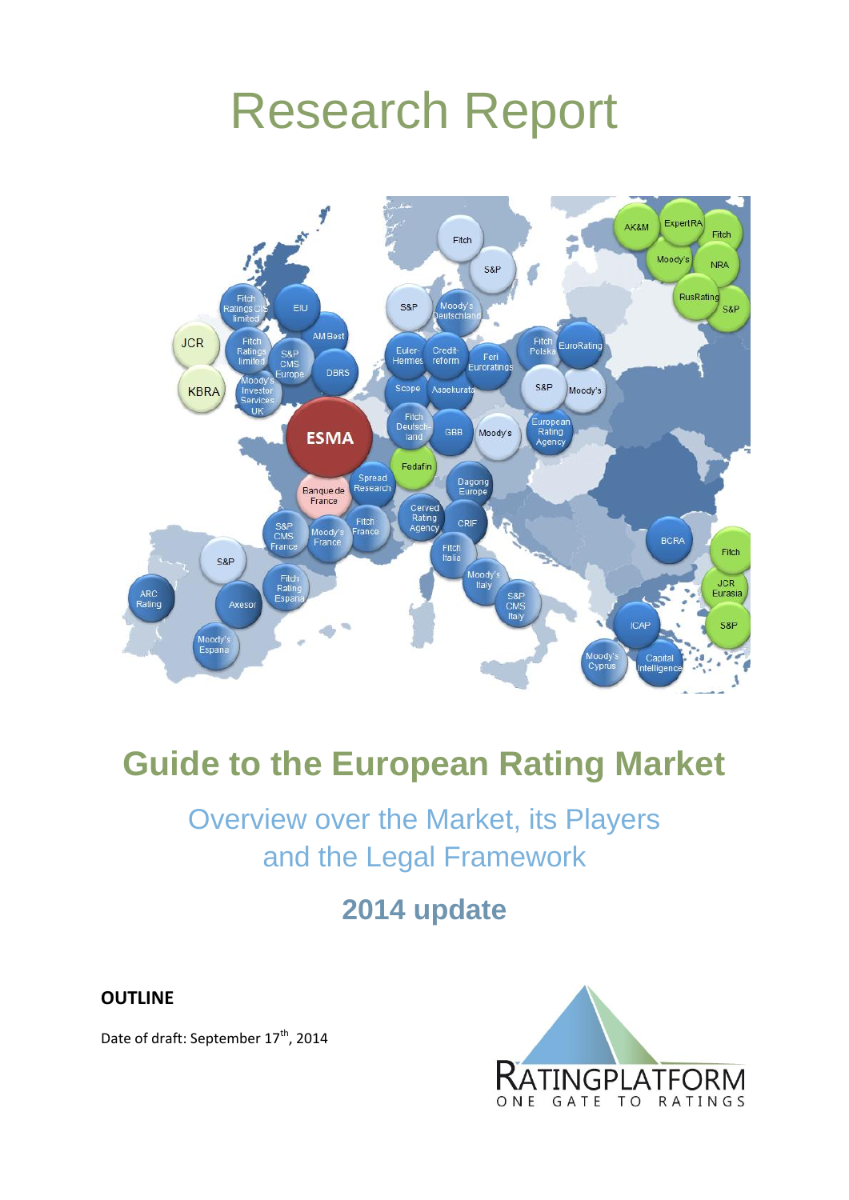# Research Report

## Guide to the European Rating Market

### Overview over the Market, its Players and the Legal Framework

### 2014 update

**OUTLINE**

Date of draft: September 17th, 2014

RATINGPLATFORM

ONE GATE TO RATINGS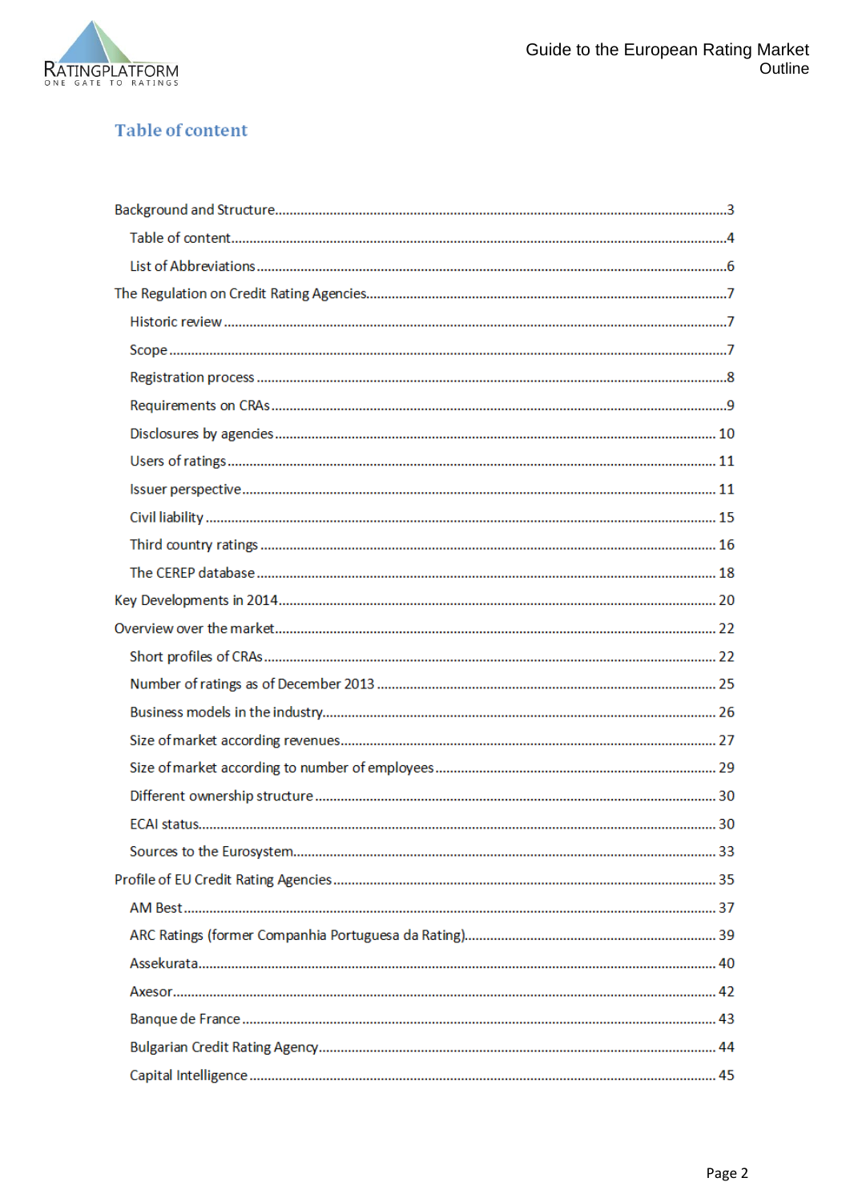## Table of content

- Background and Structure .......... 3
  - Table of content .......... 4
  - List of Abbreviations .......... 6
- The Regulation on Credit Rating Agencies .......... 7
  - Historic review .......... 7
  - Scope .......... 7
  - Registration process .......... 8
  - Requirements on CRAs .......... 9
  - Disclosures by agencies .......... 10
  - Users of ratings .......... 11
  - Issuer perspective .......... 11
  - Civil liability .......... 15
  - Third country ratings .......... 16
  - The CEREP database .......... 18
- Key Developments in 2014 .......... 20
- Overview over the market .......... 22
  - Short profiles of CRAs .......... 22
  - Number of ratings as of December 2013 .......... 25
  - Business models in the industry .......... 26
  - Size of market according revenues .......... 27
  - Size of market according to number of employees .......... 29
  - Different ownership structure .......... 30
  - ECAI status .......... 30
  - Sources to the Eurosystem .......... 33
- Profile of EU Credit Rating Agencies .......... 35
  - AM Best .......... 37
  - ARC Ratings (former Companhia Portuguesa da Rating) .......... 39
  - Assekurata .......... 40
  - Axesor .......... 42
  - Banque de France .......... 43
  - Bulgarian Credit Rating Agency .......... 44
  - Capital Intelligence .......... 45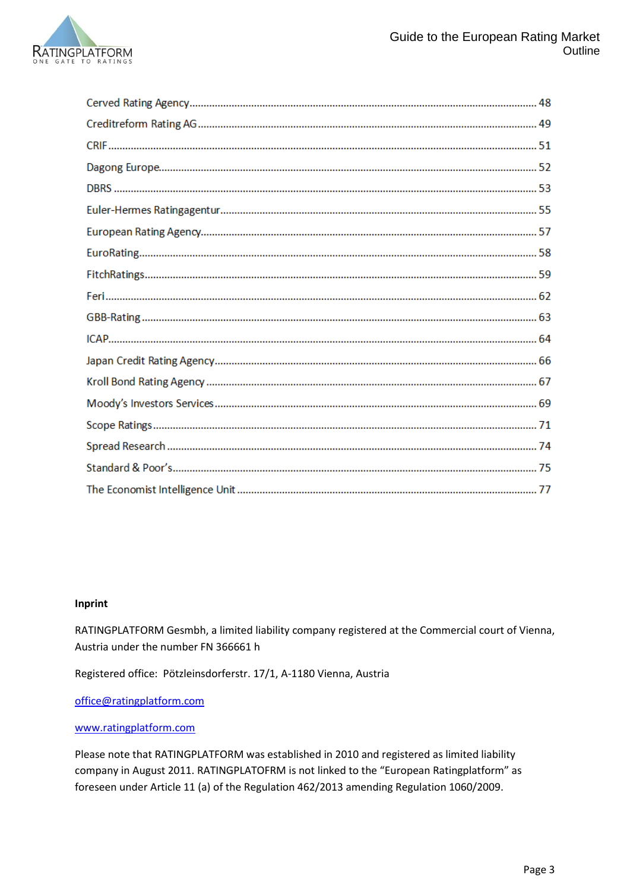Cerved Rating Agency ............................................................ 48

Creditreform Rating AG ............................................................ 49

CRIF ............................................................ 51

Dagong Europe ............................................................ 52

DBRS ............................................................ 53

Euler-Hermes Ratingagentur ............................................................ 55

European Rating Agency ............................................................ 57

EuroRating ............................................................ 58

FitchRatings ............................................................ 59

Feri ............................................................ 62

GBB-Rating ............................................................ 63

ICAP ............................................................ 64

Japan Credit Rating Agency ............................................................ 66

Kroll Bond Rating Agency ............................................................ 67

Moody's Investors Services ............................................................ 69

Scope Ratings ............................................................ 71

Spread Research ............................................................ 74

Standard & Poor's ............................................................ 75

The Economist Intelligence Unit ............................................................ 77

**Inprint**

RATINGPLATFORM Gesmbh, a limited liability company registered at the Commercial court of Vienna, Austria under the number FN 366661 h

Registered office: Pötzleinsdorferstr. 17/1, A-1180 Vienna, Austria

office@ratingplatform.com

www.ratingplatform.com

Please note that RATINGPLATFORM was established in 2010 and registered as limited liability company in August 2011. RATINGPLATOFRM is not linked to the "European Ratingplatform" as foreseen under Article 11 (a) of the Regulation 462/2013 amending Regulation 1060/2009.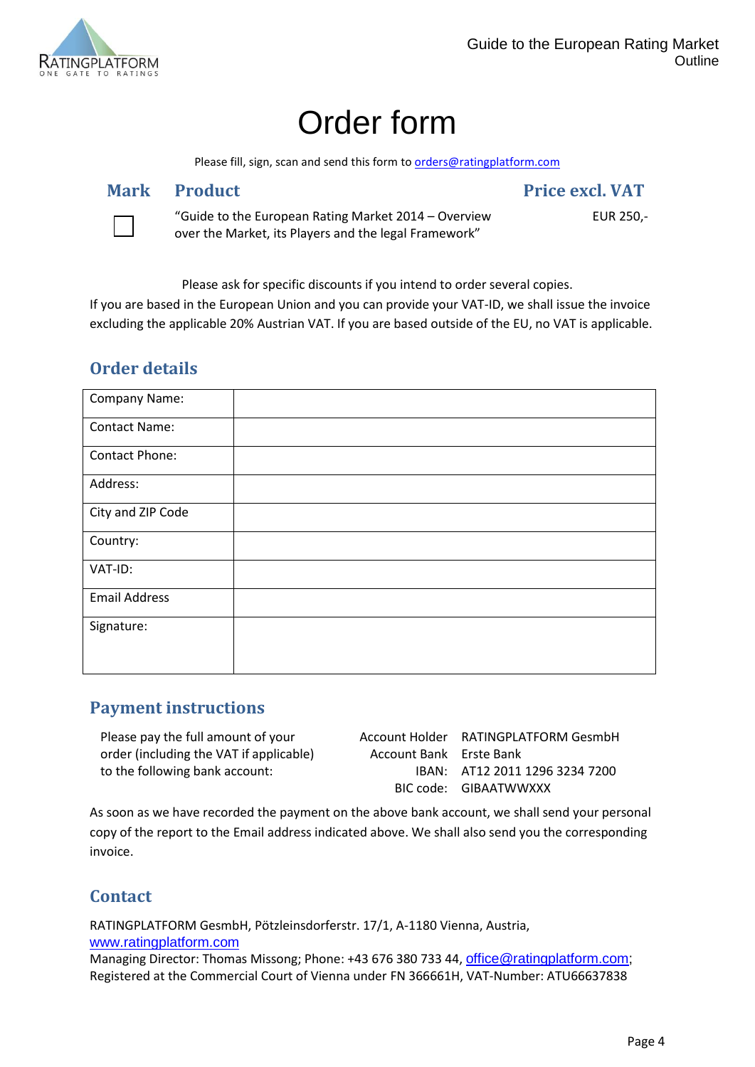# Order form

Please fill, sign, scan and send this form to orders@ratingplatform.com

| Mark | Product | Price excl. VAT |
|---|---|---|
| ☐ | "Guide to the European Rating Market 2014 – Overview over the Market, its Players and the legal Framework" | EUR 250,- |

Please ask for specific discounts if you intend to order several copies.

If you are based in the European Union and you can provide your VAT-ID, we shall issue the invoice excluding the applicable 20% Austrian VAT. If you are based outside of the EU, no VAT is applicable.

## Order details

| | |
|---|---|
| Company Name: | |
| Contact Name: | |
| Contact Phone: | |
| Address: | |
| City and ZIP Code | |
| Country: | |
| VAT-ID: | |
| Email Address | |
| Signature: | |

## Payment instructions

Please pay the full amount of your order (including the VAT if applicable) to the following bank account:

| | |
|---|---|
| Account Holder | RATINGPLATFORM GesmbH |
| Account Bank | Erste Bank |
| IBAN: | AT12 2011 1296 3234 7200 |
| BIC code: | GIBAATWWXXX |

As soon as we have recorded the payment on the above bank account, we shall send your personal copy of the report to the Email address indicated above. We shall also send you the corresponding invoice.

## Contact

RATINGPLATFORM GesmbH, Pötzleinsdorferstr. 17/1, A-1180 Vienna, Austria,
www.ratingplatform.com
Managing Director: Thomas Missong; Phone: +43 676 380 733 44, office@ratingplatform.com;
Registered at the Commercial Court of Vienna under FN 366661H, VAT-Number: ATU66637838